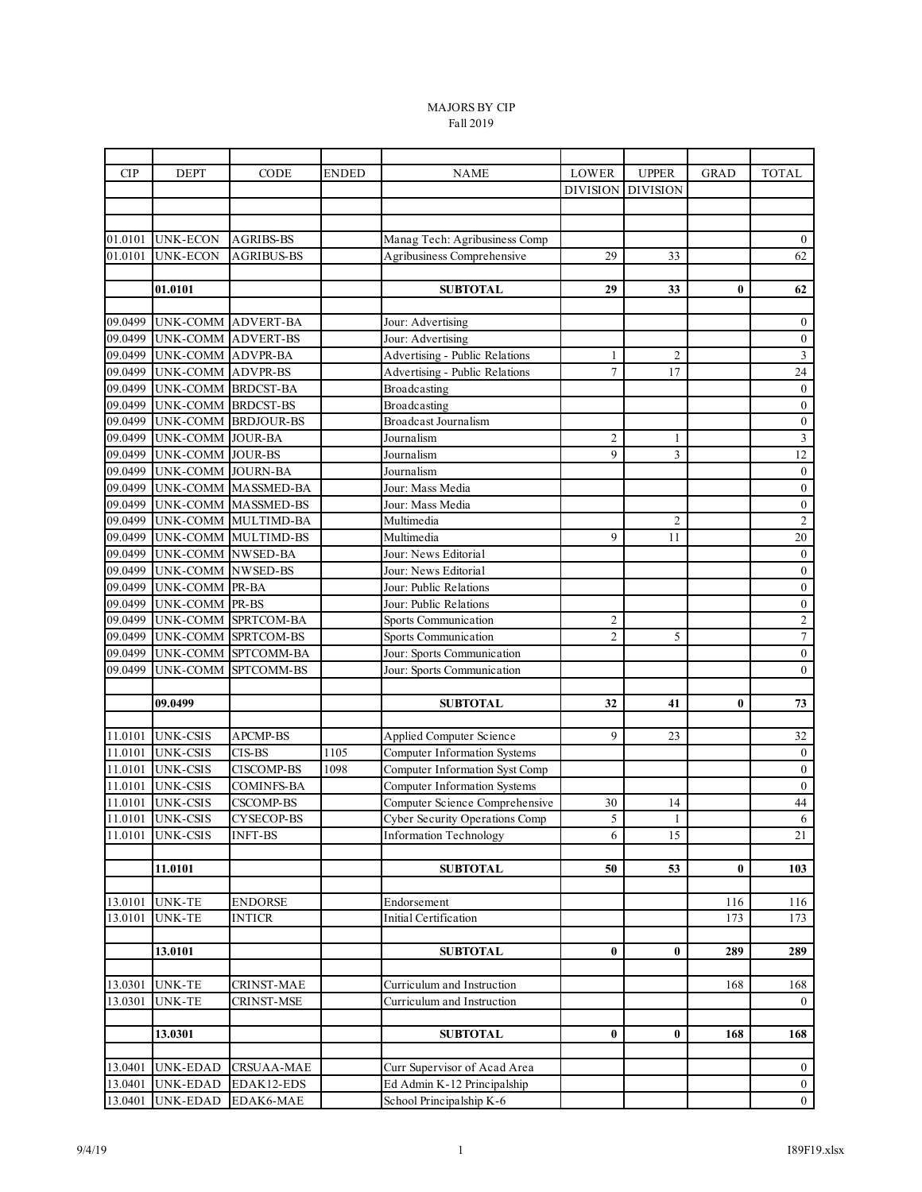MAJORS BY CIP
Fall 2019

| CIP | DEPT | CODE | ENDED | NAME | LOWER DIVISION | UPPER DIVISION | GRAD | TOTAL |
|---|---|---|---|---|---|---|---|---|
| 01.0101 | UNK-ECON | AGRIBS-BS | | Manag Tech: Agribusiness Comp | | | | 0 |
| 01.0101 | UNK-ECON | AGRIBUS-BS | | Agribusiness Comprehensive | 29 | 33 | | 62 |
| | **01.0101** | | | **SUBTOTAL** | **29** | **33** | **0** | **62** |
| 09.0499 | UNK-COMM | ADVERT-BA | | Jour: Advertising | | | | 0 |
| 09.0499 | UNK-COMM | ADVERT-BS | | Jour: Advertising | | | | 0 |
| 09.0499 | UNK-COMM | ADVPR-BA | | Advertising - Public Relations | 1 | 2 | | 3 |
| 09.0499 | UNK-COMM | ADVPR-BS | | Advertising - Public Relations | 7 | 17 | | 24 |
| 09.0499 | UNK-COMM | BRDCST-BA | | Broadcasting | | | | 0 |
| 09.0499 | UNK-COMM | BRDCST-BS | | Broadcasting | | | | 0 |
| 09.0499 | UNK-COMM | BRDJOUR-BS | | Broadcast Journalism | | | | 0 |
| 09.0499 | UNK-COMM | JOUR-BA | | Journalism | 2 | 1 | | 3 |
| 09.0499 | UNK-COMM | JOUR-BS | | Journalism | 9 | 3 | | 12 |
| 09.0499 | UNK-COMM | JOURN-BA | | Journalism | | | | 0 |
| 09.0499 | UNK-COMM | MASSMED-BA | | Jour: Mass Media | | | | 0 |
| 09.0499 | UNK-COMM | MASSMED-BS | | Jour: Mass Media | | | | 0 |
| 09.0499 | UNK-COMM | MULTIMD-BA | | Multimedia | | 2 | | 2 |
| 09.0499 | UNK-COMM | MULTIMD-BS | | Multimedia | 9 | 11 | | 20 |
| 09.0499 | UNK-COMM | NWSED-BA | | Jour: News Editorial | | | | 0 |
| 09.0499 | UNK-COMM | NWSED-BS | | Jour: News Editorial | | | | 0 |
| 09.0499 | UNK-COMM | PR-BA | | Jour: Public Relations | | | | 0 |
| 09.0499 | UNK-COMM | PR-BS | | Jour: Public Relations | | | | 0 |
| 09.0499 | UNK-COMM | SPRTCOM-BA | | Sports Communication | 2 | | | 2 |
| 09.0499 | UNK-COMM | SPRTCOM-BS | | Sports Communication | 2 | 5 | | 7 |
| 09.0499 | UNK-COMM | SPTCOMM-BA | | Jour: Sports Communication | | | | 0 |
| 09.0499 | UNK-COMM | SPTCOMM-BS | | Jour: Sports Communication | | | | 0 |
| | **09.0499** | | | **SUBTOTAL** | **32** | **41** | **0** | **73** |
| 11.0101 | UNK-CSIS | APCMP-BS | | Applied Computer Science | 9 | 23 | | 32 |
| 11.0101 | UNK-CSIS | CIS-BS | 1105 | Computer Information Systems | | | | 0 |
| 11.0101 | UNK-CSIS | CISCOMP-BS | 1098 | Computer Information Syst Comp | | | | 0 |
| 11.0101 | UNK-CSIS | COMINFS-BA | | Computer Information Systems | | | | 0 |
| 11.0101 | UNK-CSIS | CSCOMP-BS | | Computer Science Comprehensive | 30 | 14 | | 44 |
| 11.0101 | UNK-CSIS | CYSECOP-BS | | Cyber Security Operations Comp | 5 | 1 | | 6 |
| 11.0101 | UNK-CSIS | INFT-BS | | Information Technology | 6 | 15 | | 21 |
| | **11.0101** | | | **SUBTOTAL** | **50** | **53** | **0** | **103** |
| 13.0101 | UNK-TE | ENDORSE | | Endorsement | | | 116 | 116 |
| 13.0101 | UNK-TE | INTICR | | Initial Certification | | | 173 | 173 |
| | **13.0101** | | | **SUBTOTAL** | **0** | **0** | **289** | **289** |
| 13.0301 | UNK-TE | CRINST-MAE | | Curriculum and Instruction | | | 168 | 168 |
| 13.0301 | UNK-TE | CRINST-MSE | | Curriculum and Instruction | | | | 0 |
| | **13.0301** | | | **SUBTOTAL** | **0** | **0** | **168** | **168** |
| 13.0401 | UNK-EDAD | CRSUAA-MAE | | Curr Supervisor of Acad Area | | | | 0 |
| 13.0401 | UNK-EDAD | EDAK12-EDS | | Ed Admin K-12 Principalship | | | | 0 |
| 13.0401 | UNK-EDAD | EDAK6-MAE | | School Principalship K-6 | | | | 0 |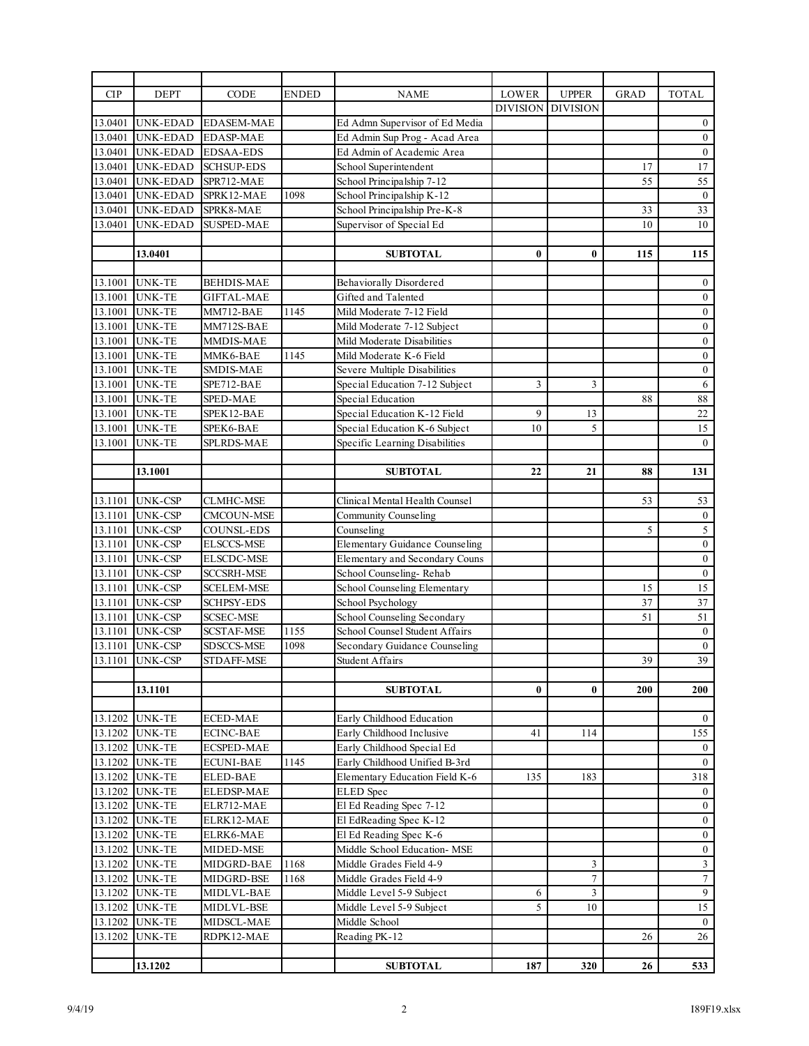| CIP | DEPT | CODE | ENDED | NAME | LOWER DIVISION | UPPER DIVISION | GRAD | TOTAL |
|---|---|---|---|---|---|---|---|---|
| 13.0401 | UNK-EDAD | EDASEM-MAE | | Ed Admn Supervisor of Ed Media | | | | 0 |
| 13.0401 | UNK-EDAD | EDASP-MAE | | Ed Admin Sup Prog - Acad Area | | | | 0 |
| 13.0401 | UNK-EDAD | EDSAA-EDS | | Ed Admin of Academic Area | | | | 0 |
| 13.0401 | UNK-EDAD | SCHSUP-EDS | | School Superintendent | | | 17 | 17 |
| 13.0401 | UNK-EDAD | SPR712-MAE | | School Principalship 7-12 | | | 55 | 55 |
| 13.0401 | UNK-EDAD | SPRK12-MAE | 1098 | School Principalship K-12 | | | | 0 |
| 13.0401 | UNK-EDAD | SPRK8-MAE | | School Principalship Pre-K-8 | | | 33 | 33 |
| 13.0401 | UNK-EDAD | SUSPED-MAE | | Supervisor of Special Ed | | | 10 | 10 |
| | **13.0401** | | | **SUBTOTAL** | **0** | **0** | **115** | **115** |
| 13.1001 | UNK-TE | BEHDIS-MAE | | Behaviorally Disordered | | | | 0 |
| 13.1001 | UNK-TE | GIFTAL-MAE | | Gifted and Talented | | | | 0 |
| 13.1001 | UNK-TE | MM712-BAE | 1145 | Mild Moderate 7-12 Field | | | | 0 |
| 13.1001 | UNK-TE | MM712S-BAE | | Mild Moderate 7-12 Subject | | | | 0 |
| 13.1001 | UNK-TE | MMDIS-MAE | | Mild Moderate Disabilities | | | | 0 |
| 13.1001 | UNK-TE | MMK6-BAE | 1145 | Mild Moderate K-6 Field | | | | 0 |
| 13.1001 | UNK-TE | SMDIS-MAE | | Severe Multiple Disabilities | | | | 0 |
| 13.1001 | UNK-TE | SPE712-BAE | | Special Education 7-12 Subject | 3 | 3 | | 6 |
| 13.1001 | UNK-TE | SPED-MAE | | Special Education | | | 88 | 88 |
| 13.1001 | UNK-TE | SPEK12-BAE | | Special Education K-12 Field | 9 | 13 | | 22 |
| 13.1001 | UNK-TE | SPEK6-BAE | | Special Education K-6 Subject | 10 | 5 | | 15 |
| 13.1001 | UNK-TE | SPLRDS-MAE | | Specific Learning Disabilities | | | | 0 |
| | **13.1001** | | | **SUBTOTAL** | **22** | **21** | **88** | **131** |
| 13.1101 | UNK-CSP | CLMHC-MSE | | Clinical Mental Health Counsel | | | 53 | 53 |
| 13.1101 | UNK-CSP | CMCOUN-MSE | | Community Counseling | | | | 0 |
| 13.1101 | UNK-CSP | COUNSL-EDS | | Counseling | | | 5 | 5 |
| 13.1101 | UNK-CSP | ELSCCS-MSE | | Elementary Guidance Counseling | | | | 0 |
| 13.1101 | UNK-CSP | ELSCDC-MSE | | Elementary and Secondary Couns | | | | 0 |
| 13.1101 | UNK-CSP | SCCSRH-MSE | | School Counseling- Rehab | | | | 0 |
| 13.1101 | UNK-CSP | SCELEM-MSE | | School Counseling Elementary | | | 15 | 15 |
| 13.1101 | UNK-CSP | SCHPSY-EDS | | School Psychology | | | 37 | 37 |
| 13.1101 | UNK-CSP | SCSEC-MSE | | School Counseling Secondary | | | 51 | 51 |
| 13.1101 | UNK-CSP | SCSTAF-MSE | 1155 | School Counsel Student Affairs | | | | 0 |
| 13.1101 | UNK-CSP | SDSCCS-MSE | 1098 | Secondary Guidance Counseling | | | | 0 |
| 13.1101 | UNK-CSP | STDAFF-MSE | | Student Affairs | | | 39 | 39 |
| | **13.1101** | | | **SUBTOTAL** | **0** | **0** | **200** | **200** |
| 13.1202 | UNK-TE | ECED-MAE | | Early Childhood Education | | | | 0 |
| 13.1202 | UNK-TE | ECINC-BAE | | Early Childhood Inclusive | 41 | 114 | | 155 |
| 13.1202 | UNK-TE | ECSPED-MAE | | Early Childhood Special Ed | | | | 0 |
| 13.1202 | UNK-TE | ECUNI-BAE | 1145 | Early Childhood Unified B-3rd | | | | 0 |
| 13.1202 | UNK-TE | ELED-BAE | | Elementary Education Field K-6 | 135 | 183 | | 318 |
| 13.1202 | UNK-TE | ELEDSP-MAE | | ELED Spec | | | | 0 |
| 13.1202 | UNK-TE | ELR712-MAE | | El Ed Reading Spec 7-12 | | | | 0 |
| 13.1202 | UNK-TE | ELRK12-MAE | | El EdReading Spec K-12 | | | | 0 |
| 13.1202 | UNK-TE | ELRK6-MAE | | El Ed Reading Spec K-6 | | | | 0 |
| 13.1202 | UNK-TE | MIDED-MSE | | Middle School Education- MSE | | | | 0 |
| 13.1202 | UNK-TE | MIDGRD-BAE | 1168 | Middle Grades Field 4-9 | | 3 | | 3 |
| 13.1202 | UNK-TE | MIDGRD-BSE | 1168 | Middle Grades Field 4-9 | | 7 | | 7 |
| 13.1202 | UNK-TE | MIDLVL-BAE | | Middle Level 5-9 Subject | 6 | 3 | | 9 |
| 13.1202 | UNK-TE | MIDLVL-BSE | | Middle Level 5-9 Subject | 5 | 10 | | 15 |
| 13.1202 | UNK-TE | MIDSCL-MAE | | Middle School | | | | 0 |
| 13.1202 | UNK-TE | RDPK12-MAE | | Reading PK-12 | | | 26 | 26 |
| | **13.1202** | | | **SUBTOTAL** | **187** | **320** | **26** | **533** |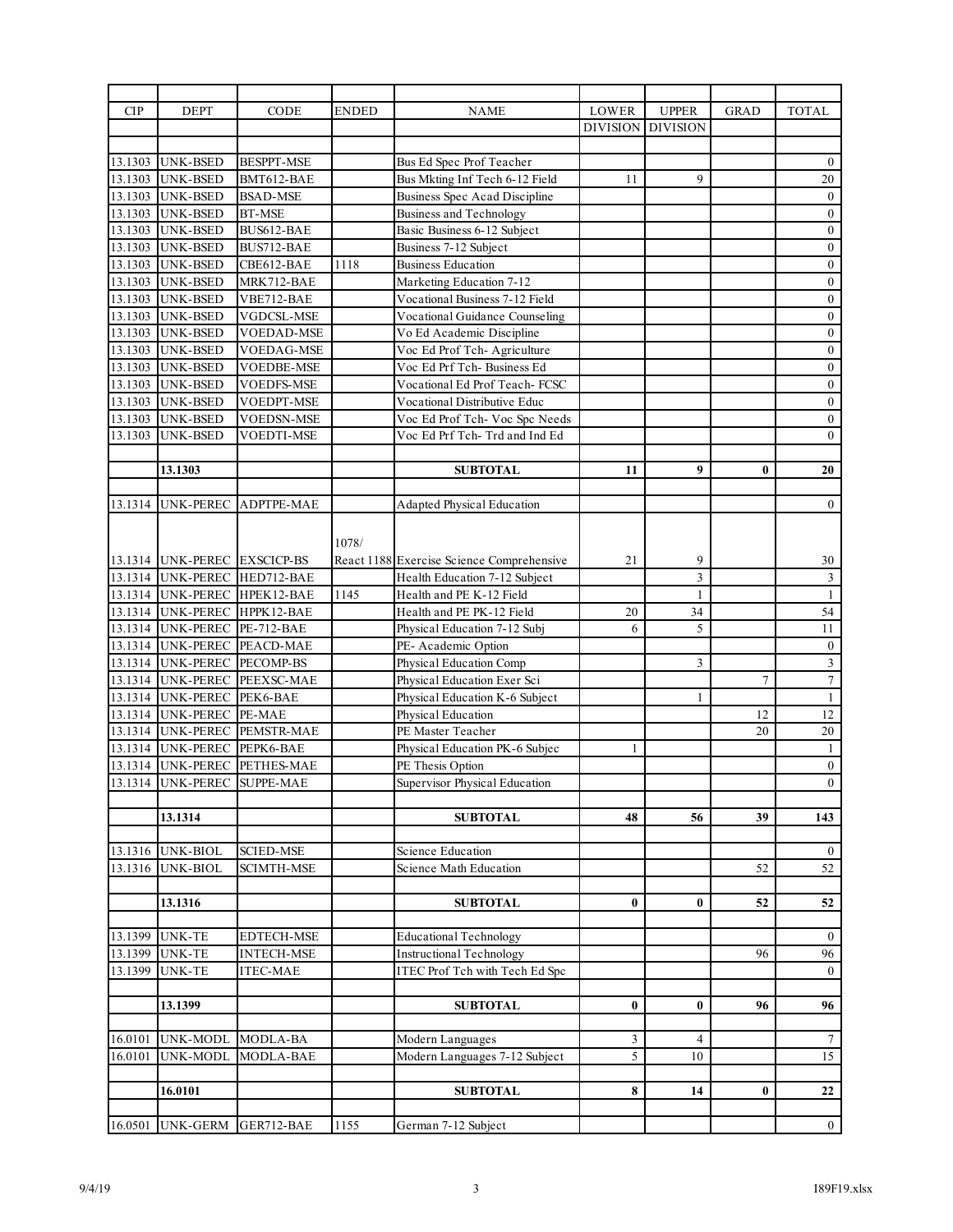| CIP | DEPT | CODE | ENDED | NAME | LOWER DIVISION | UPPER DIVISION | GRAD | TOTAL |
|---|---|---|---|---|---|---|---|---|
| 13.1303 | UNK-BSED | BESPPT-MSE | | Bus Ed Spec Prof Teacher | | | | 0 |
| 13.1303 | UNK-BSED | BMT612-BAE | | Bus Mkting Inf Tech 6-12 Field | 11 | 9 | | 20 |
| 13.1303 | UNK-BSED | BSAD-MSE | | Business Spec Acad Discipline | | | | 0 |
| 13.1303 | UNK-BSED | BT-MSE | | Business and Technology | | | | 0 |
| 13.1303 | UNK-BSED | BUS612-BAE | | Basic Business 6-12 Subject | | | | 0 |
| 13.1303 | UNK-BSED | BUS712-BAE | | Business 7-12 Subject | | | | 0 |
| 13.1303 | UNK-BSED | CBE612-BAE | 1118 | Business Education | | | | 0 |
| 13.1303 | UNK-BSED | MRK712-BAE | | Marketing Education 7-12 | | | | 0 |
| 13.1303 | UNK-BSED | VBE712-BAE | | Vocational Business 7-12 Field | | | | 0 |
| 13.1303 | UNK-BSED | VGDCSL-MSE | | Vocational Guidance Counseling | | | | 0 |
| 13.1303 | UNK-BSED | VOEDAD-MSE | | Vo Ed Academic Discipline | | | | 0 |
| 13.1303 | UNK-BSED | VOEDAG-MSE | | Voc Ed Prof Tch- Agriculture | | | | 0 |
| 13.1303 | UNK-BSED | VOEDBE-MSE | | Voc Ed Prf Tch- Business Ed | | | | 0 |
| 13.1303 | UNK-BSED | VOEDFS-MSE | | Vocational Ed Prof Teach- FCSC | | | | 0 |
| 13.1303 | UNK-BSED | VOEDPT-MSE | | Vocational Distributive Educ | | | | 0 |
| 13.1303 | UNK-BSED | VOEDSN-MSE | | Voc Ed Prof Tch- Voc Spc Needs | | | | 0 |
| 13.1303 | UNK-BSED | VOEDTI-MSE | | Voc Ed Prf Tch- Trd and Ind Ed | | | | 0 |
| | **13.1303** | | | **SUBTOTAL** | **11** | **9** | **0** | **20** |
| 13.1314 | UNK-PEREC | ADPTPE-MAE | | Adapted Physical Education | | | | 0 |
| 13.1314 | UNK-PEREC | EXSCICP-BS | 1078/ React 1188 | Exercise Science Comprehensive | 21 | 9 | | 30 |
| 13.1314 | UNK-PEREC | HED712-BAE | | Health Education 7-12 Subject | | 3 | | 3 |
| 13.1314 | UNK-PEREC | HPEK12-BAE | 1145 | Health and PE K-12 Field | | 1 | | 1 |
| 13.1314 | UNK-PEREC | HPPK12-BAE | | Health and PE PK-12 Field | 20 | 34 | | 54 |
| 13.1314 | UNK-PEREC | PE-712-BAE | | Physical Education 7-12 Subj | 6 | 5 | | 11 |
| 13.1314 | UNK-PEREC | PEACD-MAE | | PE- Academic Option | | | | 0 |
| 13.1314 | UNK-PEREC | PECOMP-BS | | Physical Education Comp | | 3 | | 3 |
| 13.1314 | UNK-PEREC | PEEXSC-MAE | | Physical Education Exer Sci | | | 7 | 7 |
| 13.1314 | UNK-PEREC | PEK6-BAE | | Physical Education K-6 Subject | | 1 | | 1 |
| 13.1314 | UNK-PEREC | PE-MAE | | Physical Education | | | 12 | 12 |
| 13.1314 | UNK-PEREC | PEMSTR-MAE | | PE Master Teacher | | | 20 | 20 |
| 13.1314 | UNK-PEREC | PEPK6-BAE | | Physical Education PK-6 Subjec | 1 | | | 1 |
| 13.1314 | UNK-PEREC | PETHES-MAE | | PE Thesis Option | | | | 0 |
| 13.1314 | UNK-PEREC | SUPPE-MAE | | Supervisor Physical Education | | | | 0 |
| | **13.1314** | | | **SUBTOTAL** | **48** | **56** | **39** | **143** |
| 13.1316 | UNK-BIOL | SCIED-MSE | | Science Education | | | | 0 |
| 13.1316 | UNK-BIOL | SCIMTH-MSE | | Science Math Education | | | 52 | 52 |
| | **13.1316** | | | **SUBTOTAL** | **0** | **0** | **52** | **52** |
| 13.1399 | UNK-TE | EDTECH-MSE | | Educational Technology | | | | 0 |
| 13.1399 | UNK-TE | INTECH-MSE | | Instructional Technology | | | 96 | 96 |
| 13.1399 | UNK-TE | ITEC-MAE | | ITEC Prof Tch with Tech Ed Spc | | | | 0 |
| | **13.1399** | | | **SUBTOTAL** | **0** | **0** | **96** | **96** |
| 16.0101 | UNK-MODL | MODLA-BA | | Modern Languages | 3 | 4 | | 7 |
| 16.0101 | UNK-MODL | MODLA-BAE | | Modern Languages 7-12 Subject | 5 | 10 | | 15 |
| | **16.0101** | | | **SUBTOTAL** | **8** | **14** | **0** | **22** |
| 16.0501 | UNK-GERM | GER712-BAE | 1155 | German 7-12 Subject | | | | 0 |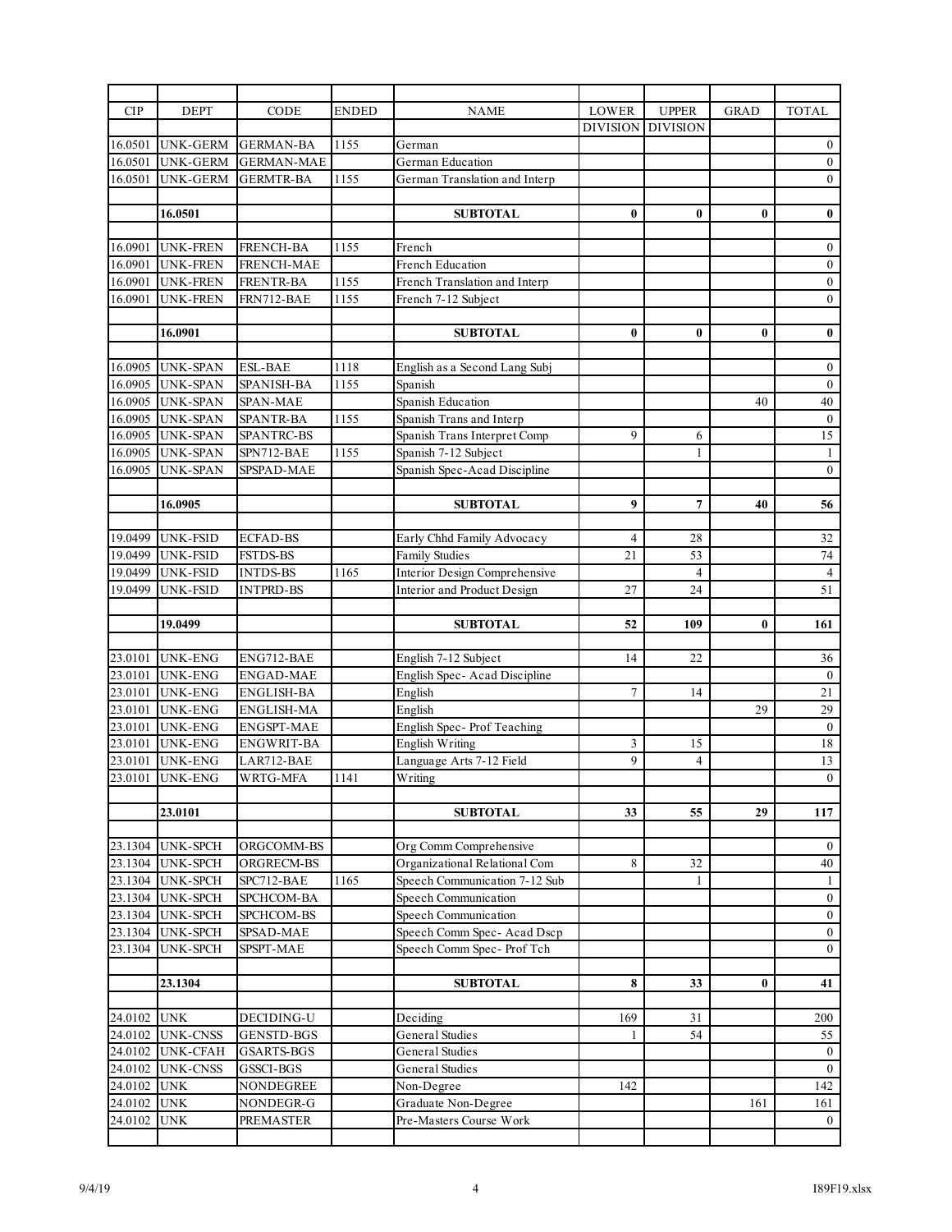| CIP | DEPT | CODE | ENDED | NAME | LOWER DIVISION | UPPER DIVISION | GRAD | TOTAL |
|---|---|---|---|---|---|---|---|---|
| 16.0501 | UNK-GERM | GERMAN-BA | 1155 | German | | | | 0 |
| 16.0501 | UNK-GERM | GERMAN-MAE | | German Education | | | | 0 |
| 16.0501 | UNK-GERM | GERMTR-BA | 1155 | German Translation and Interp | | | | 0 |
| | | | | | | | | |
| | **16.0501** | | | **SUBTOTAL** | **0** | **0** | **0** | **0** |
| | | | | | | | | |
| 16.0901 | UNK-FREN | FRENCH-BA | 1155 | French | | | | 0 |
| 16.0901 | UNK-FREN | FRENCH-MAE | | French Education | | | | 0 |
| 16.0901 | UNK-FREN | FRENTR-BA | 1155 | French Translation and Interp | | | | 0 |
| 16.0901 | UNK-FREN | FRN712-BAE | 1155 | French 7-12 Subject | | | | 0 |
| | | | | | | | | |
| | **16.0901** | | | **SUBTOTAL** | **0** | **0** | **0** | **0** |
| | | | | | | | | |
| 16.0905 | UNK-SPAN | ESL-BAE | 1118 | English as a Second Lang Subj | | | | 0 |
| 16.0905 | UNK-SPAN | SPANISH-BA | 1155 | Spanish | | | | 0 |
| 16.0905 | UNK-SPAN | SPAN-MAE | | Spanish Education | | | 40 | 40 |
| 16.0905 | UNK-SPAN | SPANTR-BA | 1155 | Spanish Trans and Interp | | | | 0 |
| 16.0905 | UNK-SPAN | SPANTRC-BS | | Spanish Trans Interpret Comp | 9 | 6 | | 15 |
| 16.0905 | UNK-SPAN | SPN712-BAE | 1155 | Spanish 7-12 Subject | | 1 | | 1 |
| 16.0905 | UNK-SPAN | SPSPAD-MAE | | Spanish Spec-Acad Discipline | | | | 0 |
| | | | | | | | | |
| | **16.0905** | | | **SUBTOTAL** | **9** | **7** | **40** | **56** |
| | | | | | | | | |
| 19.0499 | UNK-FSID | ECFAD-BS | | Early Chhd Family Advocacy | 4 | 28 | | 32 |
| 19.0499 | UNK-FSID | FSTDS-BS | | Family Studies | 21 | 53 | | 74 |
| 19.0499 | UNK-FSID | INTDS-BS | 1165 | Interior Design Comprehensive | | 4 | | 4 |
| 19.0499 | UNK-FSID | INTPRD-BS | | Interior and Product Design | 27 | 24 | | 51 |
| | | | | | | | | |
| | **19.0499** | | | **SUBTOTAL** | **52** | **109** | **0** | **161** |
| | | | | | | | | |
| 23.0101 | UNK-ENG | ENG712-BAE | | English 7-12 Subject | 14 | 22 | | 36 |
| 23.0101 | UNK-ENG | ENGAD-MAE | | English Spec- Acad Discipline | | | | 0 |
| 23.0101 | UNK-ENG | ENGLISH-BA | | English | 7 | 14 | | 21 |
| 23.0101 | UNK-ENG | ENGLISH-MA | | English | | | 29 | 29 |
| 23.0101 | UNK-ENG | ENGSPT-MAE | | English Spec- Prof Teaching | | | | 0 |
| 23.0101 | UNK-ENG | ENGWRIT-BA | | English Writing | 3 | 15 | | 18 |
| 23.0101 | UNK-ENG | LAR712-BAE | | Language Arts 7-12 Field | 9 | 4 | | 13 |
| 23.0101 | UNK-ENG | WRTG-MFA | 1141 | Writing | | | | 0 |
| | | | | | | | | |
| | **23.0101** | | | **SUBTOTAL** | **33** | **55** | **29** | **117** |
| | | | | | | | | |
| 23.1304 | UNK-SPCH | ORGCOMM-BS | | Org Comm Comprehensive | | | | 0 |
| 23.1304 | UNK-SPCH | ORGRECM-BS | | Organizational Relational Com | 8 | 32 | | 40 |
| 23.1304 | UNK-SPCH | SPC712-BAE | 1165 | Speech Communication 7-12 Sub | | 1 | | 1 |
| 23.1304 | UNK-SPCH | SPCHCOM-BA | | Speech Communication | | | | 0 |
| 23.1304 | UNK-SPCH | SPCHCOM-BS | | Speech Communication | | | | 0 |
| 23.1304 | UNK-SPCH | SPSAD-MAE | | Speech Comm Spec- Acad Dscp | | | | 0 |
| 23.1304 | UNK-SPCH | SPSPT-MAE | | Speech Comm Spec- Prof Tch | | | | 0 |
| | | | | | | | | |
| | **23.1304** | | | **SUBTOTAL** | **8** | **33** | **0** | **41** |
| | | | | | | | | |
| 24.0102 | UNK | DECIDING-U | | Deciding | 169 | 31 | | 200 |
| 24.0102 | UNK-CNSS | GENSTD-BGS | | General Studies | 1 | 54 | | 55 |
| 24.0102 | UNK-CFAH | GSARTS-BGS | | General Studies | | | | 0 |
| 24.0102 | UNK-CNSS | GSSCI-BGS | | General Studies | | | | 0 |
| 24.0102 | UNK | NONDEGREE | | Non-Degree | 142 | | | 142 |
| 24.0102 | UNK | NONDEGR-G | | Graduate Non-Degree | | | 161 | 161 |
| 24.0102 | UNK | PREMASTER | | Pre-Masters Course Work | | | | 0 |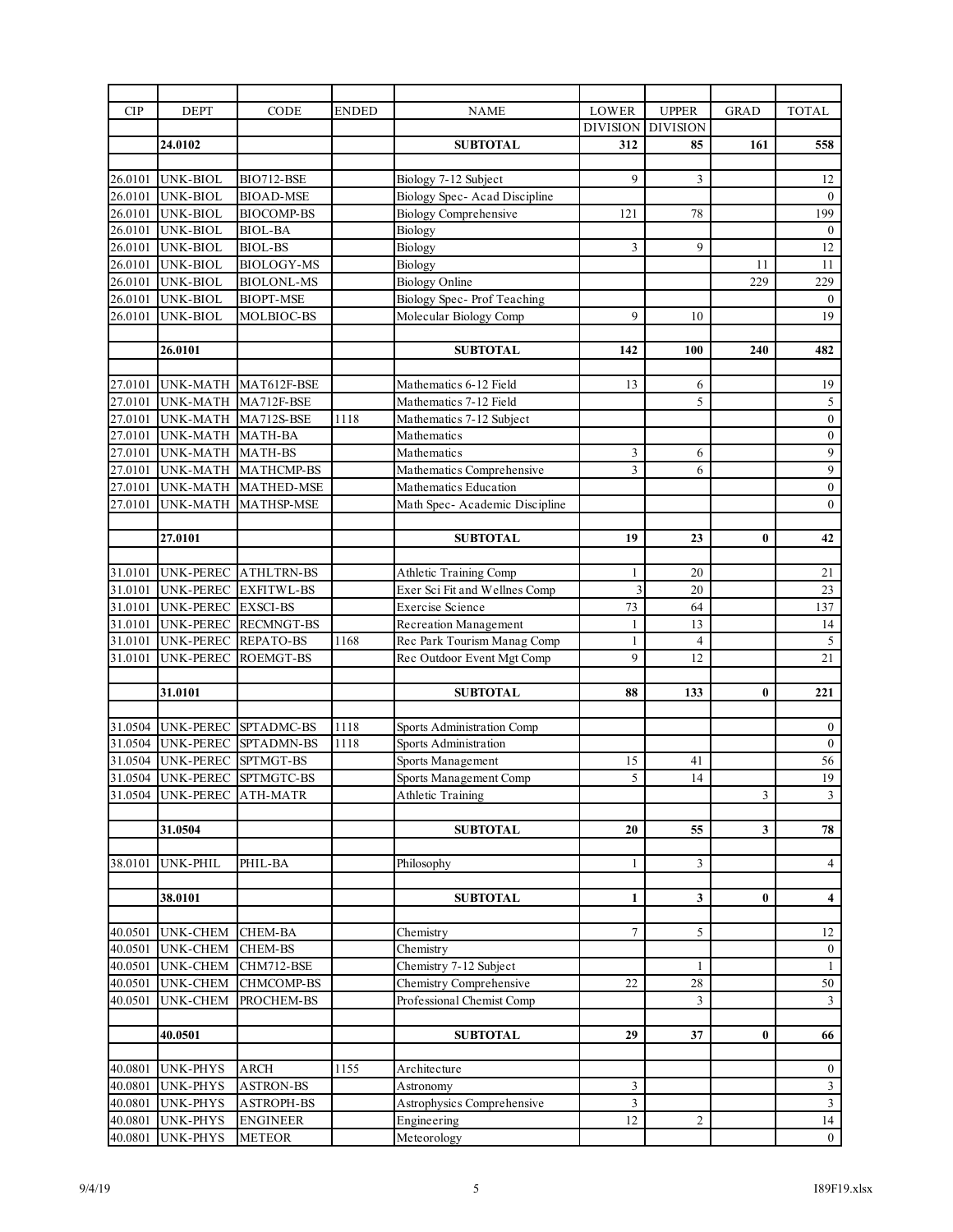| CIP | DEPT | CODE | ENDED | NAME | LOWER DIVISION | UPPER DIVISION | GRAD | TOTAL |
|---|---|---|---|---|---|---|---|---|
| | 24.0102 | | | SUBTOTAL | 312 | 85 | 161 | 558 |
| | | | | | | | | |
| 26.0101 | UNK-BIOL | BIO712-BSE | | Biology 7-12 Subject | 9 | 3 | | 12 |
| 26.0101 | UNK-BIOL | BIOAD-MSE | | Biology Spec- Acad Discipline | | | | 0 |
| 26.0101 | UNK-BIOL | BIOCOMP-BS | | Biology Comprehensive | 121 | 78 | | 199 |
| 26.0101 | UNK-BIOL | BIOL-BA | | Biology | | | | 0 |
| 26.0101 | UNK-BIOL | BIOL-BS | | Biology | 3 | 9 | | 12 |
| 26.0101 | UNK-BIOL | BIOLOGY-MS | | Biology | | | 11 | 11 |
| 26.0101 | UNK-BIOL | BIOLONL-MS | | Biology Online | | | 229 | 229 |
| 26.0101 | UNK-BIOL | BIOPT-MSE | | Biology Spec- Prof Teaching | | | | 0 |
| 26.0101 | UNK-BIOL | MOLBIOC-BS | | Molecular Biology Comp | 9 | 10 | | 19 |
| | | | | | | | | |
| | 26.0101 | | | SUBTOTAL | 142 | 100 | 240 | 482 |
| | | | | | | | | |
| 27.0101 | UNK-MATH | MAT612F-BSE | | Mathematics 6-12 Field | 13 | 6 | | 19 |
| 27.0101 | UNK-MATH | MA712F-BSE | | Mathematics 7-12 Field | | 5 | | 5 |
| 27.0101 | UNK-MATH | MA712S-BSE | 1118 | Mathematics 7-12 Subject | | | | 0 |
| 27.0101 | UNK-MATH | MATH-BA | | Mathematics | | | | 0 |
| 27.0101 | UNK-MATH | MATH-BS | | Mathematics | 3 | 6 | | 9 |
| 27.0101 | UNK-MATH | MATHCMP-BS | | Mathematics Comprehensive | 3 | 6 | | 9 |
| 27.0101 | UNK-MATH | MATHED-MSE | | Mathematics Education | | | | 0 |
| 27.0101 | UNK-MATH | MATHSP-MSE | | Math Spec- Academic Discipline | | | | 0 |
| | | | | | | | | |
| | 27.0101 | | | SUBTOTAL | 19 | 23 | 0 | 42 |
| | | | | | | | | |
| 31.0101 | UNK-PEREC | ATHLTRN-BS | | Athletic Training Comp | 1 | 20 | | 21 |
| 31.0101 | UNK-PEREC | EXFITWL-BS | | Exer Sci Fit and Wellnes Comp | 3 | 20 | | 23 |
| 31.0101 | UNK-PEREC | EXSCI-BS | | Exercise Science | 73 | 64 | | 137 |
| 31.0101 | UNK-PEREC | RECMNGT-BS | | Recreation Management | 1 | 13 | | 14 |
| 31.0101 | UNK-PEREC | REPATO-BS | 1168 | Rec Park Tourism Manag Comp | 1 | 4 | | 5 |
| 31.0101 | UNK-PEREC | ROEMGT-BS | | Rec Outdoor Event Mgt Comp | 9 | 12 | | 21 |
| | | | | | | | | |
| | 31.0101 | | | SUBTOTAL | 88 | 133 | 0 | 221 |
| | | | | | | | | |
| 31.0504 | UNK-PEREC | SPTADMC-BS | 1118 | Sports Administration Comp | | | | 0 |
| 31.0504 | UNK-PEREC | SPTADMN-BS | 1118 | Sports Administration | | | | 0 |
| 31.0504 | UNK-PEREC | SPTMGT-BS | | Sports Management | 15 | 41 | | 56 |
| 31.0504 | UNK-PEREC | SPTMGTC-BS | | Sports Management Comp | 5 | 14 | | 19 |
| 31.0504 | UNK-PEREC | ATH-MATR | | Athletic Training | | | 3 | 3 |
| | | | | | | | | |
| | 31.0504 | | | SUBTOTAL | 20 | 55 | 3 | 78 |
| | | | | | | | | |
| 38.0101 | UNK-PHIL | PHIL-BA | | Philosophy | 1 | 3 | | 4 |
| | | | | | | | | |
| | 38.0101 | | | SUBTOTAL | 1 | 3 | 0 | 4 |
| | | | | | | | | |
| 40.0501 | UNK-CHEM | CHEM-BA | | Chemistry | 7 | 5 | | 12 |
| 40.0501 | UNK-CHEM | CHEM-BS | | Chemistry | | | | 0 |
| 40.0501 | UNK-CHEM | CHM712-BSE | | Chemistry 7-12 Subject | | 1 | | 1 |
| 40.0501 | UNK-CHEM | CHMCOMP-BS | | Chemistry Comprehensive | 22 | 28 | | 50 |
| 40.0501 | UNK-CHEM | PROCHEM-BS | | Professional Chemist Comp | | 3 | | 3 |
| | | | | | | | | |
| | 40.0501 | | | SUBTOTAL | 29 | 37 | 0 | 66 |
| | | | | | | | | |
| 40.0801 | UNK-PHYS | ARCH | 1155 | Architecture | | | | 0 |
| 40.0801 | UNK-PHYS | ASTRON-BS | | Astronomy | 3 | | | 3 |
| 40.0801 | UNK-PHYS | ASTROPH-BS | | Astrophysics Comprehensive | 3 | | | 3 |
| 40.0801 | UNK-PHYS | ENGINEER | | Engineering | 12 | 2 | | 14 |
| 40.0801 | UNK-PHYS | METEOR | | Meteorology | | | | 0 |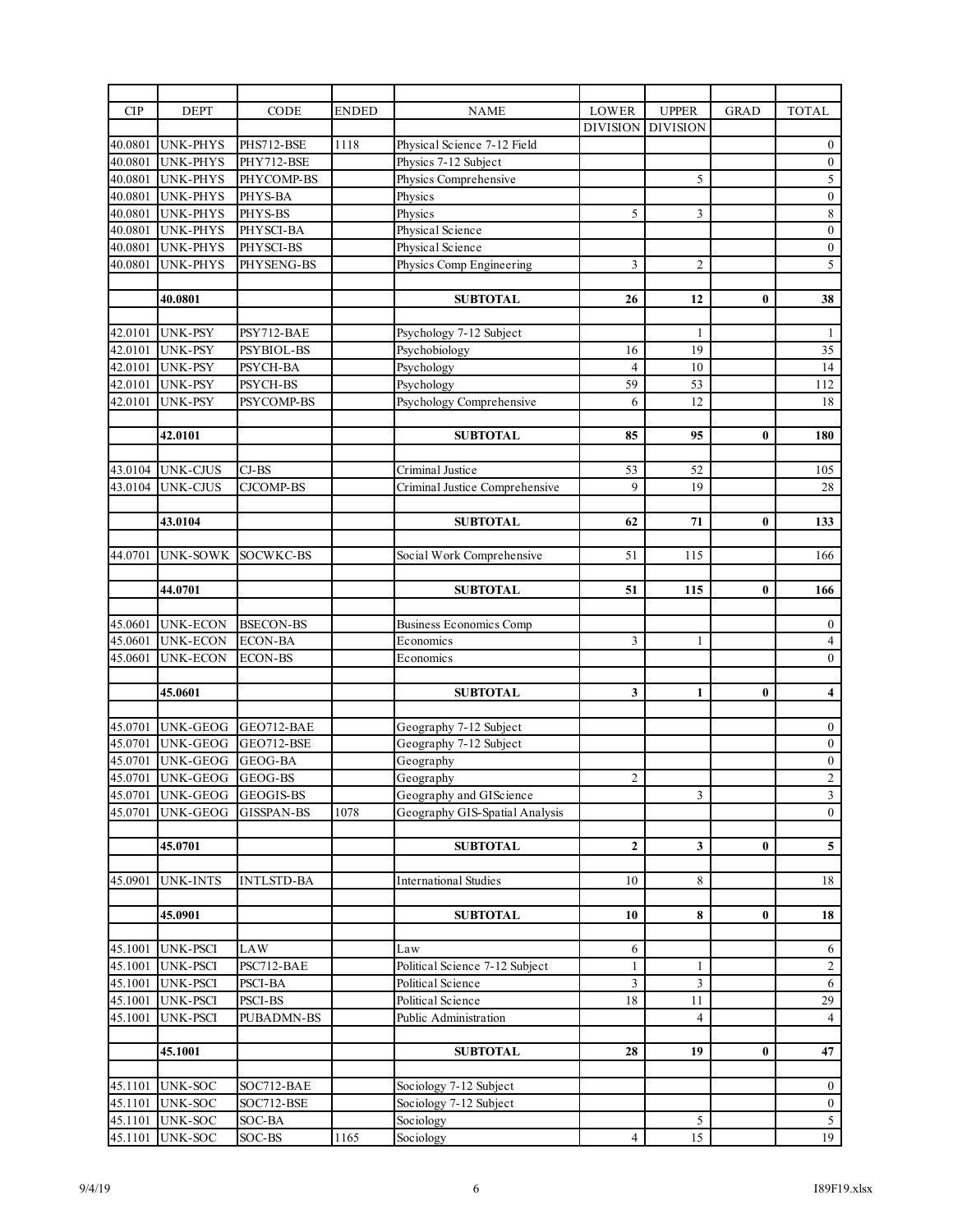| CIP | DEPT | CODE | ENDED | NAME | LOWER DIVISION | UPPER DIVISION | GRAD | TOTAL |
|---|---|---|---|---|---|---|---|---|
| 40.0801 | UNK-PHYS | PHS712-BSE | 1118 | Physical Science 7-12 Field | | | | 0 |
| 40.0801 | UNK-PHYS | PHY712-BSE | | Physics 7-12 Subject | | | | 0 |
| 40.0801 | UNK-PHYS | PHYCOMP-BS | | Physics Comprehensive | | 5 | | 5 |
| 40.0801 | UNK-PHYS | PHYS-BA | | Physics | | | | 0 |
| 40.0801 | UNK-PHYS | PHYS-BS | | Physics | 5 | 3 | | 8 |
| 40.0801 | UNK-PHYS | PHYSCI-BA | | Physical Science | | | | 0 |
| 40.0801 | UNK-PHYS | PHYSCI-BS | | Physical Science | | | | 0 |
| 40.0801 | UNK-PHYS | PHYSENG-BS | | Physics Comp Engineering | 3 | 2 | | 5 |
| | **40.0801** | | | **SUBTOTAL** | **26** | **12** | **0** | **38** |
| 42.0101 | UNK-PSY | PSY712-BAE | | Psychology 7-12 Subject | | 1 | | 1 |
| 42.0101 | UNK-PSY | PSYBIOL-BS | | Psychobiology | 16 | 19 | | 35 |
| 42.0101 | UNK-PSY | PSYCH-BA | | Psychology | 4 | 10 | | 14 |
| 42.0101 | UNK-PSY | PSYCH-BS | | Psychology | 59 | 53 | | 112 |
| 42.0101 | UNK-PSY | PSYCOMP-BS | | Psychology Comprehensive | 6 | 12 | | 18 |
| | **42.0101** | | | **SUBTOTAL** | **85** | **95** | **0** | **180** |
| 43.0104 | UNK-CJUS | CJ-BS | | Criminal Justice | 53 | 52 | | 105 |
| 43.0104 | UNK-CJUS | CJCOMP-BS | | Criminal Justice Comprehensive | 9 | 19 | | 28 |
| | **43.0104** | | | **SUBTOTAL** | **62** | **71** | **0** | **133** |
| 44.0701 | UNK-SOWK | SOCWKC-BS | | Social Work Comprehensive | 51 | 115 | | 166 |
| | **44.0701** | | | **SUBTOTAL** | **51** | **115** | **0** | **166** |
| 45.0601 | UNK-ECON | BSECON-BS | | Business Economics Comp | | | | 0 |
| 45.0601 | UNK-ECON | ECON-BA | | Economics | 3 | 1 | | 4 |
| 45.0601 | UNK-ECON | ECON-BS | | Economics | | | | 0 |
| | **45.0601** | | | **SUBTOTAL** | **3** | **1** | **0** | **4** |
| 45.0701 | UNK-GEOG | GEO712-BAE | | Geography 7-12 Subject | | | | 0 |
| 45.0701 | UNK-GEOG | GEO712-BSE | | Geography 7-12 Subject | | | | 0 |
| 45.0701 | UNK-GEOG | GEOG-BA | | Geography | | | | 0 |
| 45.0701 | UNK-GEOG | GEOG-BS | | Geography | 2 | | | 2 |
| 45.0701 | UNK-GEOG | GEOGIS-BS | | Geography and GIScience | | 3 | | 3 |
| 45.0701 | UNK-GEOG | GISSPAN-BS | 1078 | Geography GIS-Spatial Analysis | | | | 0 |
| | **45.0701** | | | **SUBTOTAL** | **2** | **3** | **0** | **5** |
| 45.0901 | UNK-INTS | INTLSTD-BA | | International Studies | 10 | 8 | | 18 |
| | **45.0901** | | | **SUBTOTAL** | **10** | **8** | **0** | **18** |
| 45.1001 | UNK-PSCI | LAW | | Law | 6 | | | 6 |
| 45.1001 | UNK-PSCI | PSC712-BAE | | Political Science 7-12 Subject | 1 | 1 | | 2 |
| 45.1001 | UNK-PSCI | PSCI-BA | | Political Science | 3 | 3 | | 6 |
| 45.1001 | UNK-PSCI | PSCI-BS | | Political Science | 18 | 11 | | 29 |
| 45.1001 | UNK-PSCI | PUBADMN-BS | | Public Administration | | 4 | | 4 |
| | **45.1001** | | | **SUBTOTAL** | **28** | **19** | **0** | **47** |
| 45.1101 | UNK-SOC | SOC712-BAE | | Sociology 7-12 Subject | | | | 0 |
| 45.1101 | UNK-SOC | SOC712-BSE | | Sociology 7-12 Subject | | | | 0 |
| 45.1101 | UNK-SOC | SOC-BA | | Sociology | | 5 | | 5 |
| 45.1101 | UNK-SOC | SOC-BS | 1165 | Sociology | 4 | 15 | | 19 |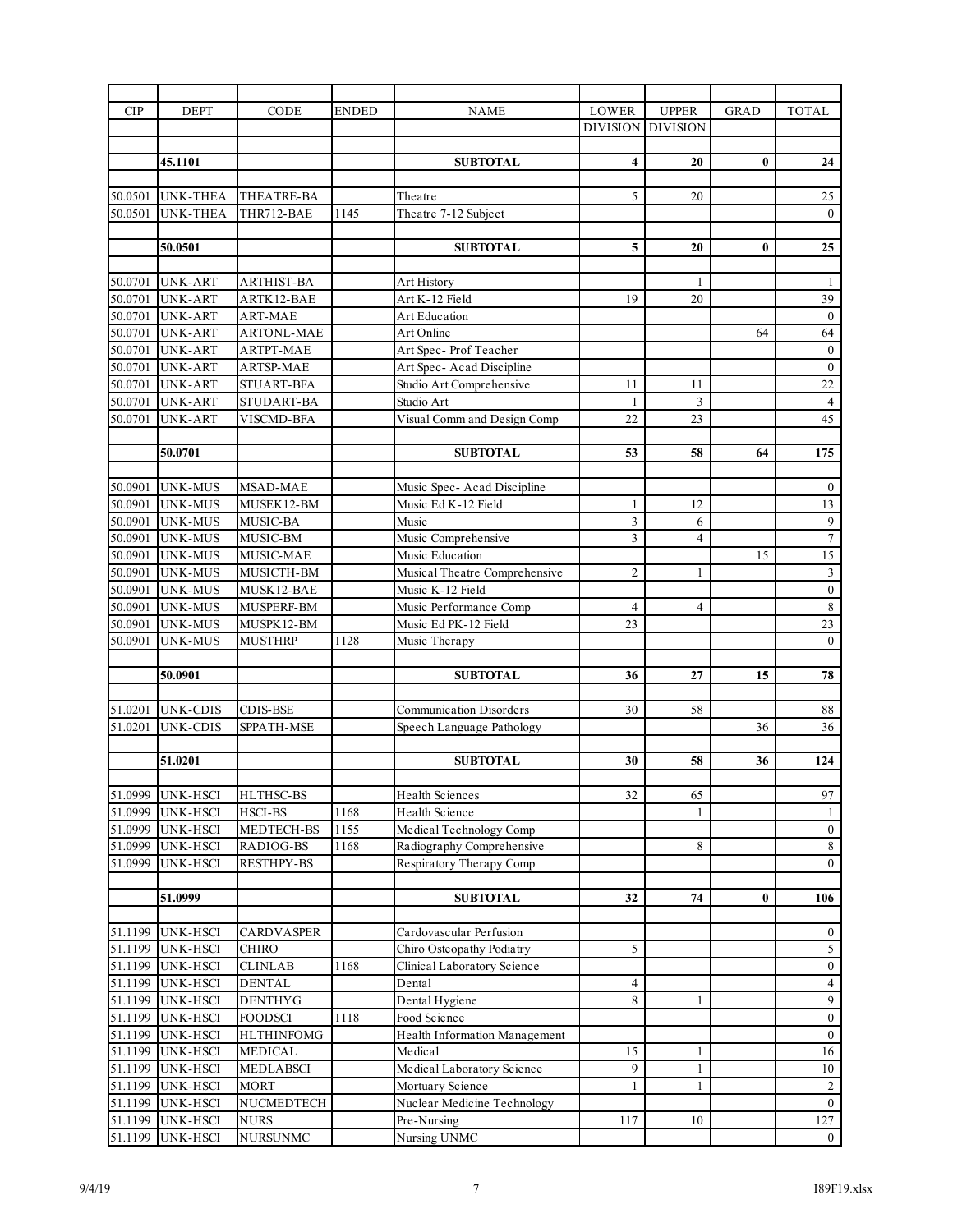| CIP | DEPT | CODE | ENDED | NAME | LOWER DIVISION | UPPER DIVISION | GRAD | TOTAL |
|---|---|---|---|---|---|---|---|---|
| | **45.1101** | | | **SUBTOTAL** | **4** | **20** | **0** | **24** |
| 50.0501 | UNK-THEA | THEATRE-BA | | Theatre | 5 | 20 | | 25 |
| 50.0501 | UNK-THEA | THR712-BAE | 1145 | Theatre 7-12 Subject | | | | 0 |
| | **50.0501** | | | **SUBTOTAL** | **5** | **20** | **0** | **25** |
| 50.0701 | UNK-ART | ARTHIST-BA | | Art History | | 1 | | 1 |
| 50.0701 | UNK-ART | ARTK12-BAE | | Art K-12 Field | 19 | 20 | | 39 |
| 50.0701 | UNK-ART | ART-MAE | | Art Education | | | | 0 |
| 50.0701 | UNK-ART | ARTONL-MAE | | Art Online | | | 64 | 64 |
| 50.0701 | UNK-ART | ARTPT-MAE | | Art Spec- Prof Teacher | | | | 0 |
| 50.0701 | UNK-ART | ARTSP-MAE | | Art Spec- Acad Discipline | | | | 0 |
| 50.0701 | UNK-ART | STUART-BFA | | Studio Art Comprehensive | 11 | 11 | | 22 |
| 50.0701 | UNK-ART | STUDART-BA | | Studio Art | 1 | 3 | | 4 |
| 50.0701 | UNK-ART | VISCMD-BFA | | Visual Comm and Design Comp | 22 | 23 | | 45 |
| | **50.0701** | | | **SUBTOTAL** | **53** | **58** | **64** | **175** |
| 50.0901 | UNK-MUS | MSAD-MAE | | Music Spec- Acad Discipline | | | | 0 |
| 50.0901 | UNK-MUS | MUSEK12-BM | | Music Ed K-12 Field | 1 | 12 | | 13 |
| 50.0901 | UNK-MUS | MUSIC-BA | | Music | 3 | 6 | | 9 |
| 50.0901 | UNK-MUS | MUSIC-BM | | Music Comprehensive | 3 | 4 | | 7 |
| 50.0901 | UNK-MUS | MUSIC-MAE | | Music Education | | | 15 | 15 |
| 50.0901 | UNK-MUS | MUSICTH-BM | | Musical Theatre Comprehensive | 2 | 1 | | 3 |
| 50.0901 | UNK-MUS | MUSK12-BAE | | Music K-12 Field | | | | 0 |
| 50.0901 | UNK-MUS | MUSPERF-BM | | Music Performance Comp | 4 | 4 | | 8 |
| 50.0901 | UNK-MUS | MUSPK12-BM | | Music Ed PK-12 Field | 23 | | | 23 |
| 50.0901 | UNK-MUS | MUSTHRP | 1128 | Music Therapy | | | | 0 |
| | **50.0901** | | | **SUBTOTAL** | **36** | **27** | **15** | **78** |
| 51.0201 | UNK-CDIS | CDIS-BSE | | Communication Disorders | 30 | 58 | | 88 |
| 51.0201 | UNK-CDIS | SPPATH-MSE | | Speech Language Pathology | | | 36 | 36 |
| | **51.0201** | | | **SUBTOTAL** | **30** | **58** | **36** | **124** |
| 51.0999 | UNK-HSCI | HLTHSC-BS | | Health Sciences | 32 | 65 | | 97 |
| 51.0999 | UNK-HSCI | HSCI-BS | 1168 | Health Science | | 1 | | 1 |
| 51.0999 | UNK-HSCI | MEDTECH-BS | 1155 | Medical Technology Comp | | | | 0 |
| 51.0999 | UNK-HSCI | RADIOG-BS | 1168 | Radiography Comprehensive | | 8 | | 8 |
| 51.0999 | UNK-HSCI | RESTHPY-BS | | Respiratory Therapy Comp | | | | 0 |
| | **51.0999** | | | **SUBTOTAL** | **32** | **74** | **0** | **106** |
| 51.1199 | UNK-HSCI | CARDVASPER | | Cardovascular Perfusion | | | | 0 |
| 51.1199 | UNK-HSCI | CHIRO | | Chiro Osteopathy Podiatry | 5 | | | 5 |
| 51.1199 | UNK-HSCI | CLINLAB | 1168 | Clinical Laboratory Science | | | | 0 |
| 51.1199 | UNK-HSCI | DENTAL | | Dental | 4 | | | 4 |
| 51.1199 | UNK-HSCI | DENTHYG | | Dental Hygiene | 8 | 1 | | 9 |
| 51.1199 | UNK-HSCI | FOODSCI | 1118 | Food Science | | | | 0 |
| 51.1199 | UNK-HSCI | HLTHINFOMG | | Health Information Management | | | | 0 |
| 51.1199 | UNK-HSCI | MEDICAL | | Medical | 15 | 1 | | 16 |
| 51.1199 | UNK-HSCI | MEDLABSCI | | Medical Laboratory Science | 9 | 1 | | 10 |
| 51.1199 | UNK-HSCI | MORT | | Mortuary Science | 1 | 1 | | 2 |
| 51.1199 | UNK-HSCI | NUCMEDTECH | | Nuclear Medicine Technology | | | | 0 |
| 51.1199 | UNK-HSCI | NURS | | Pre-Nursing | 117 | 10 | | 127 |
| 51.1199 | UNK-HSCI | NURSUNMC | | Nursing UNMC | | | | 0 |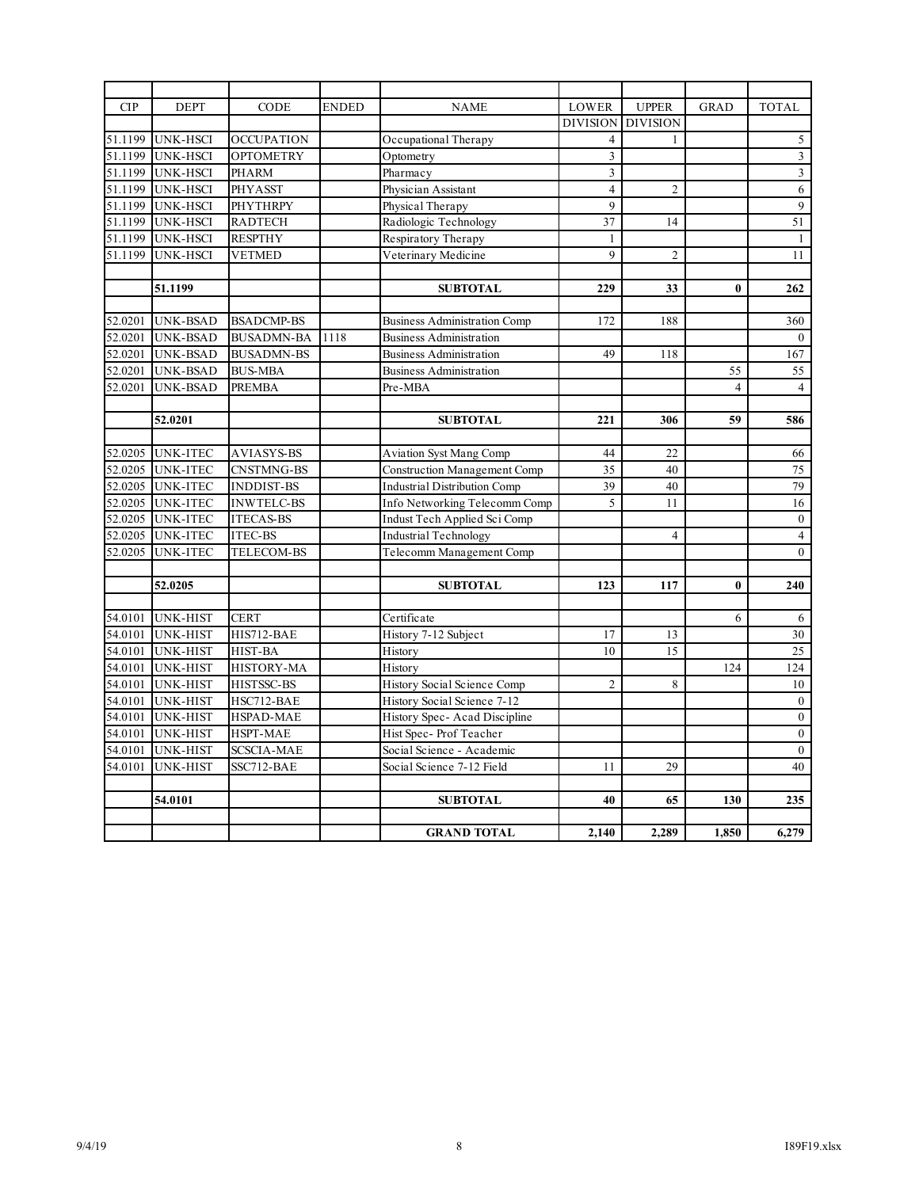| CIP | DEPT | CODE | ENDED | NAME | LOWER DIVISION | UPPER DIVISION | GRAD | TOTAL |
|---|---|---|---|---|---|---|---|---|
| 51.1199 | UNK-HSCI | OCCUPATION | | Occupational Therapy | 4 | 1 | | 5 |
| 51.1199 | UNK-HSCI | OPTOMETRY | | Optometry | 3 | | | 3 |
| 51.1199 | UNK-HSCI | PHARM | | Pharmacy | 3 | | | 3 |
| 51.1199 | UNK-HSCI | PHYASST | | Physician Assistant | 4 | 2 | | 6 |
| 51.1199 | UNK-HSCI | PHYTHRPY | | Physical Therapy | 9 | | | 9 |
| 51.1199 | UNK-HSCI | RADTECH | | Radiologic Technology | 37 | 14 | | 51 |
| 51.1199 | UNK-HSCI | RESPTHY | | Respiratory Therapy | 1 | | | 1 |
| 51.1199 | UNK-HSCI | VETMED | | Veterinary Medicine | 9 | 2 | | 11 |
| | | | | | | | | |
| | **51.1199** | | | **SUBTOTAL** | **229** | **33** | **0** | **262** |
| | | | | | | | | |
| 52.0201 | UNK-BSAD | BSADCMP-BS | | Business Administration Comp | 172 | 188 | | 360 |
| 52.0201 | UNK-BSAD | BUSADMN-BA | 1118 | Business Administration | | | | 0 |
| 52.0201 | UNK-BSAD | BUSADMN-BS | | Business Administration | 49 | 118 | | 167 |
| 52.0201 | UNK-BSAD | BUS-MBA | | Business Administration | | | 55 | 55 |
| 52.0201 | UNK-BSAD | PREMBA | | Pre-MBA | | | 4 | 4 |
| | | | | | | | | |
| | **52.0201** | | | **SUBTOTAL** | **221** | **306** | **59** | **586** |
| | | | | | | | | |
| 52.0205 | UNK-ITEC | AVIASYS-BS | | Aviation Syst Mang Comp | 44 | 22 | | 66 |
| 52.0205 | UNK-ITEC | CNSTMNG-BS | | Construction Management Comp | 35 | 40 | | 75 |
| 52.0205 | UNK-ITEC | INDDIST-BS | | Industrial Distribution Comp | 39 | 40 | | 79 |
| 52.0205 | UNK-ITEC | INWTELC-BS | | Info Networking Telecomm Comp | 5 | 11 | | 16 |
| 52.0205 | UNK-ITEC | ITECAS-BS | | Indust Tech Applied Sci Comp | | | | 0 |
| 52.0205 | UNK-ITEC | ITEC-BS | | Industrial Technology | | 4 | | 4 |
| 52.0205 | UNK-ITEC | TELECOM-BS | | Telecomm Management Comp | | | | 0 |
| | | | | | | | | |
| | **52.0205** | | | **SUBTOTAL** | **123** | **117** | **0** | **240** |
| | | | | | | | | |
| 54.0101 | UNK-HIST | CERT | | Certificate | | | 6 | 6 |
| 54.0101 | UNK-HIST | HIS712-BAE | | History 7-12 Subject | 17 | 13 | | 30 |
| 54.0101 | UNK-HIST | HIST-BA | | History | 10 | 15 | | 25 |
| 54.0101 | UNK-HIST | HISTORY-MA | | History | | | 124 | 124 |
| 54.0101 | UNK-HIST | HISTSSC-BS | | History Social Science Comp | 2 | 8 | | 10 |
| 54.0101 | UNK-HIST | HSC712-BAE | | History Social Science 7-12 | | | | 0 |
| 54.0101 | UNK-HIST | HSPAD-MAE | | History Spec- Acad Discipline | | | | 0 |
| 54.0101 | UNK-HIST | HSPT-MAE | | Hist Spec- Prof Teacher | | | | 0 |
| 54.0101 | UNK-HIST | SCSCIA-MAE | | Social Science - Academic | | | | 0 |
| 54.0101 | UNK-HIST | SSC712-BAE | | Social Science 7-12 Field | 11 | 29 | | 40 |
| | | | | | | | | |
| | **54.0101** | | | **SUBTOTAL** | **40** | **65** | **130** | **235** |
| | | | | | | | | |
| | | | | **GRAND TOTAL** | **2,140** | **2,289** | **1,850** | **6,279** |